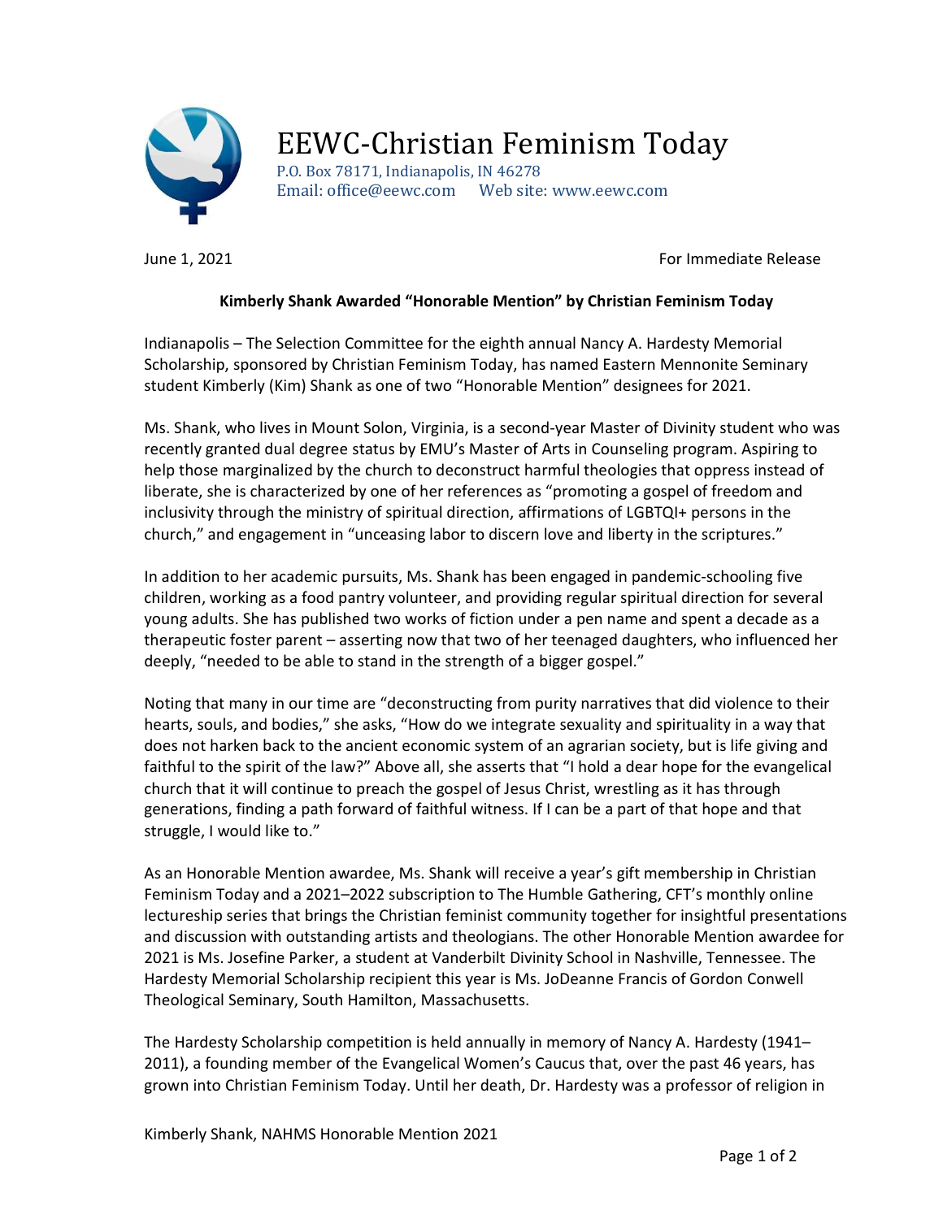# EEWC-Christian Feminism Today

P.O. Box 78171, Indianapolis, IN 46278
Email: office@eewc.com Web site: www.eewc.com

June 1, 2021 For Immediate Release

**Kimberly Shank Awarded "Honorable Mention" by Christian Feminism Today**

Indianapolis – The Selection Committee for the eighth annual Nancy A. Hardesty Memorial Scholarship, sponsored by Christian Feminism Today, has named Eastern Mennonite Seminary student Kimberly (Kim) Shank as one of two "Honorable Mention" designees for 2021.

Ms. Shank, who lives in Mount Solon, Virginia, is a second-year Master of Divinity student who was recently granted dual degree status by EMU's Master of Arts in Counseling program. Aspiring to help those marginalized by the church to deconstruct harmful theologies that oppress instead of liberate, she is characterized by one of her references as "promoting a gospel of freedom and inclusivity through the ministry of spiritual direction, affirmations of LGBTQI+ persons in the church," and engagement in "unceasing labor to discern love and liberty in the scriptures."

In addition to her academic pursuits, Ms. Shank has been engaged in pandemic-schooling five children, working as a food pantry volunteer, and providing regular spiritual direction for several young adults. She has published two works of fiction under a pen name and spent a decade as a therapeutic foster parent – asserting now that two of her teenaged daughters, who influenced her deeply, "needed to be able to stand in the strength of a bigger gospel."

Noting that many in our time are "deconstructing from purity narratives that did violence to their hearts, souls, and bodies," she asks, "How do we integrate sexuality and spirituality in a way that does not harken back to the ancient economic system of an agrarian society, but is life giving and faithful to the spirit of the law?" Above all, she asserts that "I hold a dear hope for the evangelical church that it will continue to preach the gospel of Jesus Christ, wrestling as it has through generations, finding a path forward of faithful witness. If I can be a part of that hope and that struggle, I would like to."

As an Honorable Mention awardee, Ms. Shank will receive a year's gift membership in Christian Feminism Today and a 2021–2022 subscription to The Humble Gathering, CFT's monthly online lectureship series that brings the Christian feminist community together for insightful presentations and discussion with outstanding artists and theologians. The other Honorable Mention awardee for 2021 is Ms. Josefine Parker, a student at Vanderbilt Divinity School in Nashville, Tennessee. The Hardesty Memorial Scholarship recipient this year is Ms. JoDeanne Francis of Gordon Conwell Theological Seminary, South Hamilton, Massachusetts.

The Hardesty Scholarship competition is held annually in memory of Nancy A. Hardesty (1941–2011), a founding member of the Evangelical Women's Caucus that, over the past 46 years, has grown into Christian Feminism Today. Until her death, Dr. Hardesty was a professor of religion in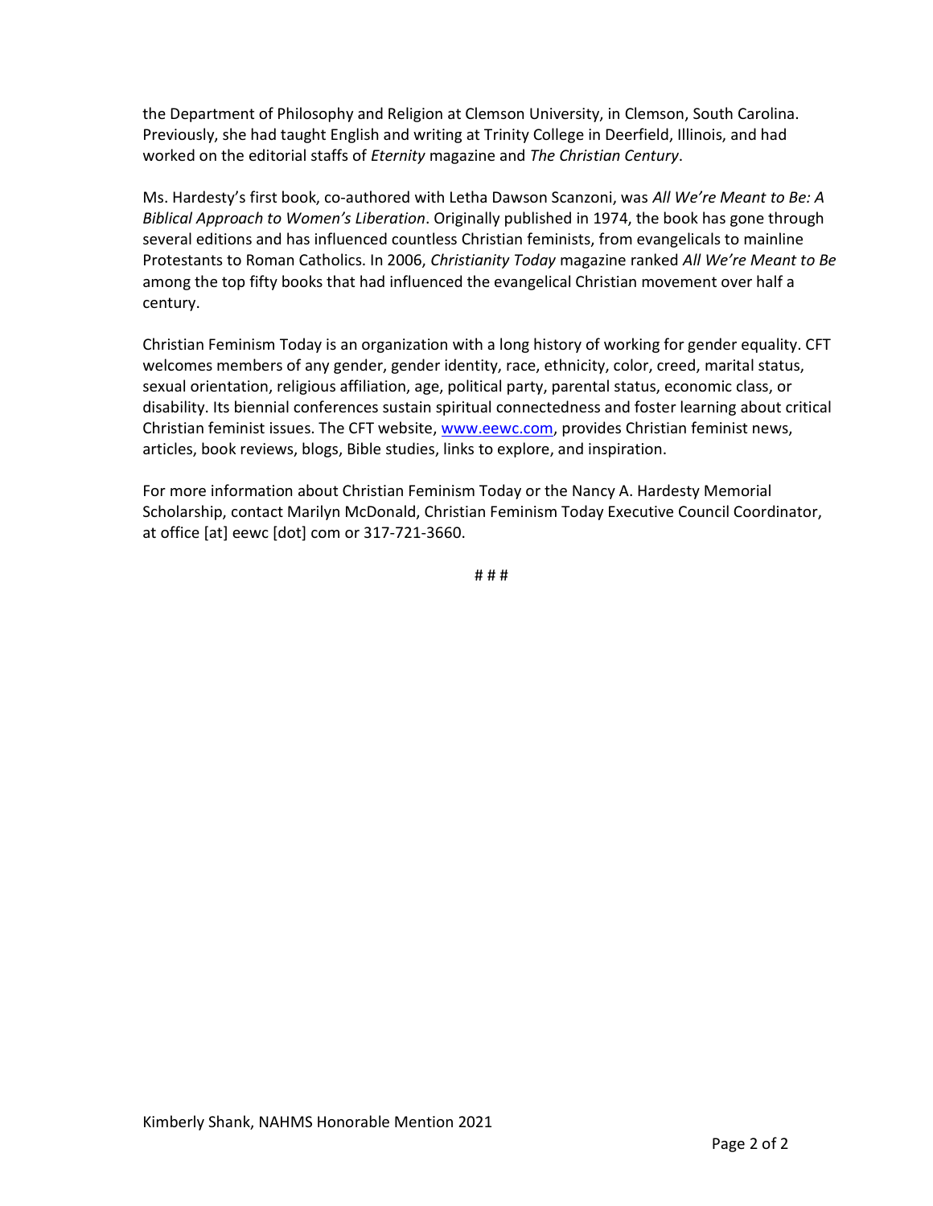the Department of Philosophy and Religion at Clemson University, in Clemson, South Carolina. Previously, she had taught English and writing at Trinity College in Deerfield, Illinois, and had worked on the editorial staffs of *Eternity* magazine and *The Christian Century*.

Ms. Hardesty's first book, co-authored with Letha Dawson Scanzoni, was *All We're Meant to Be: A Biblical Approach to Women's Liberation*. Originally published in 1974, the book has gone through several editions and has influenced countless Christian feminists, from evangelicals to mainline Protestants to Roman Catholics. In 2006, *Christianity Today* magazine ranked *All We're Meant to Be* among the top fifty books that had influenced the evangelical Christian movement over half a century.

Christian Feminism Today is an organization with a long history of working for gender equality. CFT welcomes members of any gender, gender identity, race, ethnicity, color, creed, marital status, sexual orientation, religious affiliation, age, political party, parental status, economic class, or disability. Its biennial conferences sustain spiritual connectedness and foster learning about critical Christian feminist issues. The CFT website, [www.eewc.com](http://www.eewc.com), provides Christian feminist news, articles, book reviews, blogs, Bible studies, links to explore, and inspiration.

For more information about Christian Feminism Today or the Nancy A. Hardesty Memorial Scholarship, contact Marilyn McDonald, Christian Feminism Today Executive Council Coordinator, at office [at] eewc [dot] com or 317-721-3660.

# # #